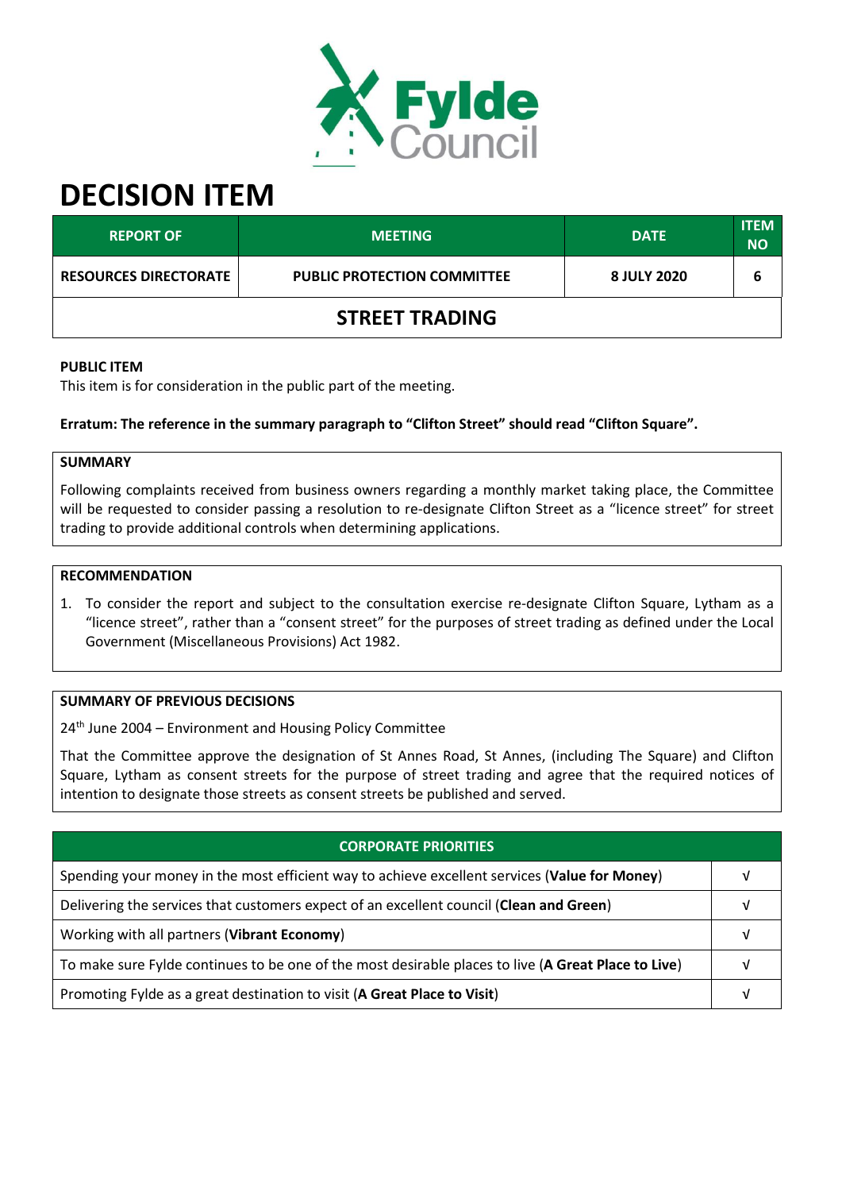# DECISION ITEM

| REPORT OF | MEETING | DATE | ITEM NO |
|---|---|---|---|
| RESOURCES DIRECTORATE | PUBLIC PROTECTION COMMITTEE | 8 JULY 2020 | 6 |

## STREET TRADING

**PUBLIC ITEM**

This item is for consideration in the public part of the meeting.

**Erratum: The reference in the summary paragraph to "Clifton Street" should read "Clifton Square".**

**SUMMARY**

Following complaints received from business owners regarding a monthly market taking place, the Committee will be requested to consider passing a resolution to re-designate Clifton Street as a "licence street" for street trading to provide additional controls when determining applications.

**RECOMMENDATION**

1. To consider the report and subject to the consultation exercise re-designate Clifton Square, Lytham as a "licence street", rather than a "consent street" for the purposes of street trading as defined under the Local Government (Miscellaneous Provisions) Act 1982.

**SUMMARY OF PREVIOUS DECISIONS**

24th June 2004 – Environment and Housing Policy Committee

That the Committee approve the designation of St Annes Road, St Annes, (including The Square) and Clifton Square, Lytham as consent streets for the purpose of street trading and agree that the required notices of intention to designate those streets as consent streets be published and served.

| CORPORATE PRIORITIES | |
|---|---|
| Spending your money in the most efficient way to achieve excellent services (**Value for Money**) | √ |
| Delivering the services that customers expect of an excellent council (**Clean and Green**) | √ |
| Working with all partners (**Vibrant Economy**) | √ |
| To make sure Fylde continues to be one of the most desirable places to live (**A Great Place to Live**) | √ |
| Promoting Fylde as a great destination to visit (**A Great Place to Visit**) | √ |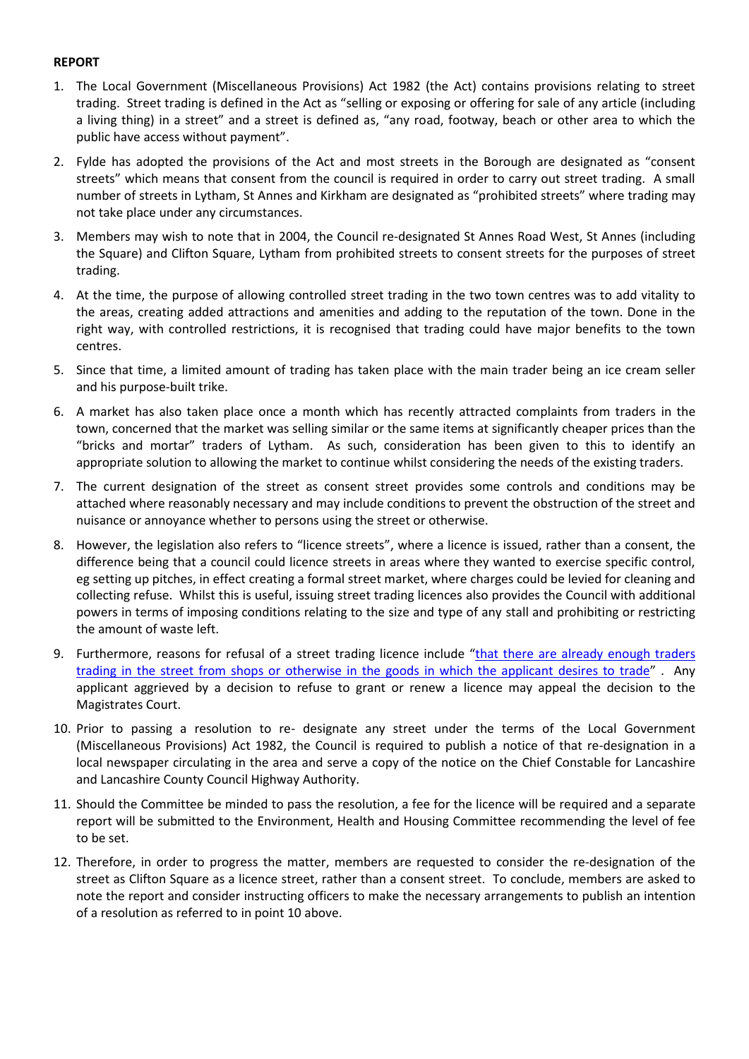**REPORT**

1. The Local Government (Miscellaneous Provisions) Act 1982 (the Act) contains provisions relating to street trading. Street trading is defined in the Act as "selling or exposing or offering for sale of any article (including a living thing) in a street" and a street is defined as, "any road, footway, beach or other area to which the public have access without payment".

2. Fylde has adopted the provisions of the Act and most streets in the Borough are designated as "consent streets" which means that consent from the council is required in order to carry out street trading. A small number of streets in Lytham, St Annes and Kirkham are designated as "prohibited streets" where trading may not take place under any circumstances.

3. Members may wish to note that in 2004, the Council re-designated St Annes Road West, St Annes (including the Square) and Clifton Square, Lytham from prohibited streets to consent streets for the purposes of street trading.

4. At the time, the purpose of allowing controlled street trading in the two town centres was to add vitality to the areas, creating added attractions and amenities and adding to the reputation of the town. Done in the right way, with controlled restrictions, it is recognised that trading could have major benefits to the town centres.

5. Since that time, a limited amount of trading has taken place with the main trader being an ice cream seller and his purpose-built trike.

6. A market has also taken place once a month which has recently attracted complaints from traders in the town, concerned that the market was selling similar or the same items at significantly cheaper prices than the "bricks and mortar" traders of Lytham. As such, consideration has been given to this to identify an appropriate solution to allowing the market to continue whilst considering the needs of the existing traders.

7. The current designation of the street as consent street provides some controls and conditions may be attached where reasonably necessary and may include conditions to prevent the obstruction of the street and nuisance or annoyance whether to persons using the street or otherwise.

8. However, the legislation also refers to "licence streets", where a licence is issued, rather than a consent, the difference being that a council could licence streets in areas where they wanted to exercise specific control, eg setting up pitches, in effect creating a formal street market, where charges could be levied for cleaning and collecting refuse. Whilst this is useful, issuing street trading licences also provides the Council with additional powers in terms of imposing conditions relating to the size and type of any stall and prohibiting or restricting the amount of waste left.

9. Furthermore, reasons for refusal of a street trading licence include "that there are already enough traders trading in the street from shops or otherwise in the goods in which the applicant desires to trade" . Any applicant aggrieved by a decision to refuse to grant or renew a licence may appeal the decision to the Magistrates Court.

10. Prior to passing a resolution to re- designate any street under the terms of the Local Government (Miscellaneous Provisions) Act 1982, the Council is required to publish a notice of that re-designation in a local newspaper circulating in the area and serve a copy of the notice on the Chief Constable for Lancashire and Lancashire County Council Highway Authority.

11. Should the Committee be minded to pass the resolution, a fee for the licence will be required and a separate report will be submitted to the Environment, Health and Housing Committee recommending the level of fee to be set.

12. Therefore, in order to progress the matter, members are requested to consider the re-designation of the street as Clifton Square as a licence street, rather than a consent street. To conclude, members are asked to note the report and consider instructing officers to make the necessary arrangements to publish an intention of a resolution as referred to in point 10 above.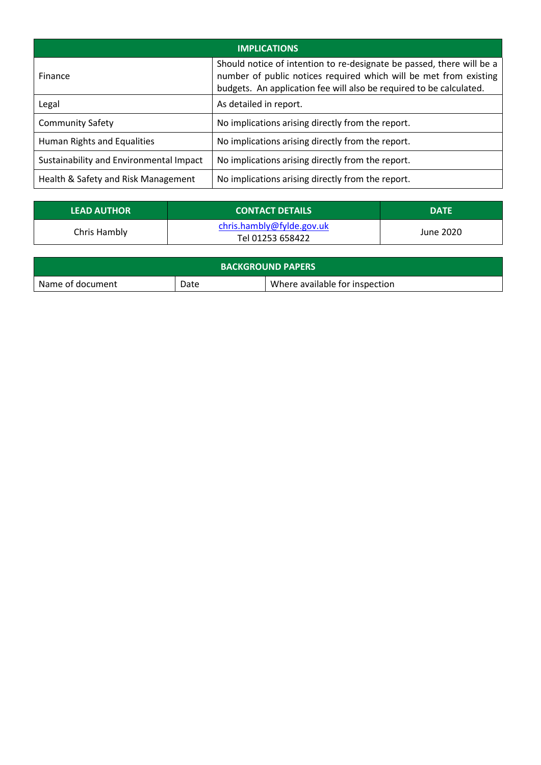| IMPLICATIONS | |
|---|---|
| Finance | Should notice of intention to re-designate be passed, there will be a number of public notices required which will be met from existing budgets. An application fee will also be required to be calculated. |
| Legal | As detailed in report. |
| Community Safety | No implications arising directly from the report. |
| Human Rights and Equalities | No implications arising directly from the report. |
| Sustainability and Environmental Impact | No implications arising directly from the report. |
| Health & Safety and Risk Management | No implications arising directly from the report. |

| LEAD AUTHOR | CONTACT DETAILS | DATE |
|---|---|---|
| Chris Hambly | chris.hambly@fylde.gov.uk<br>Tel 01253 658422 | June 2020 |

| BACKGROUND PAPERS | | |
|---|---|---|
| Name of document | Date | Where available for inspection |